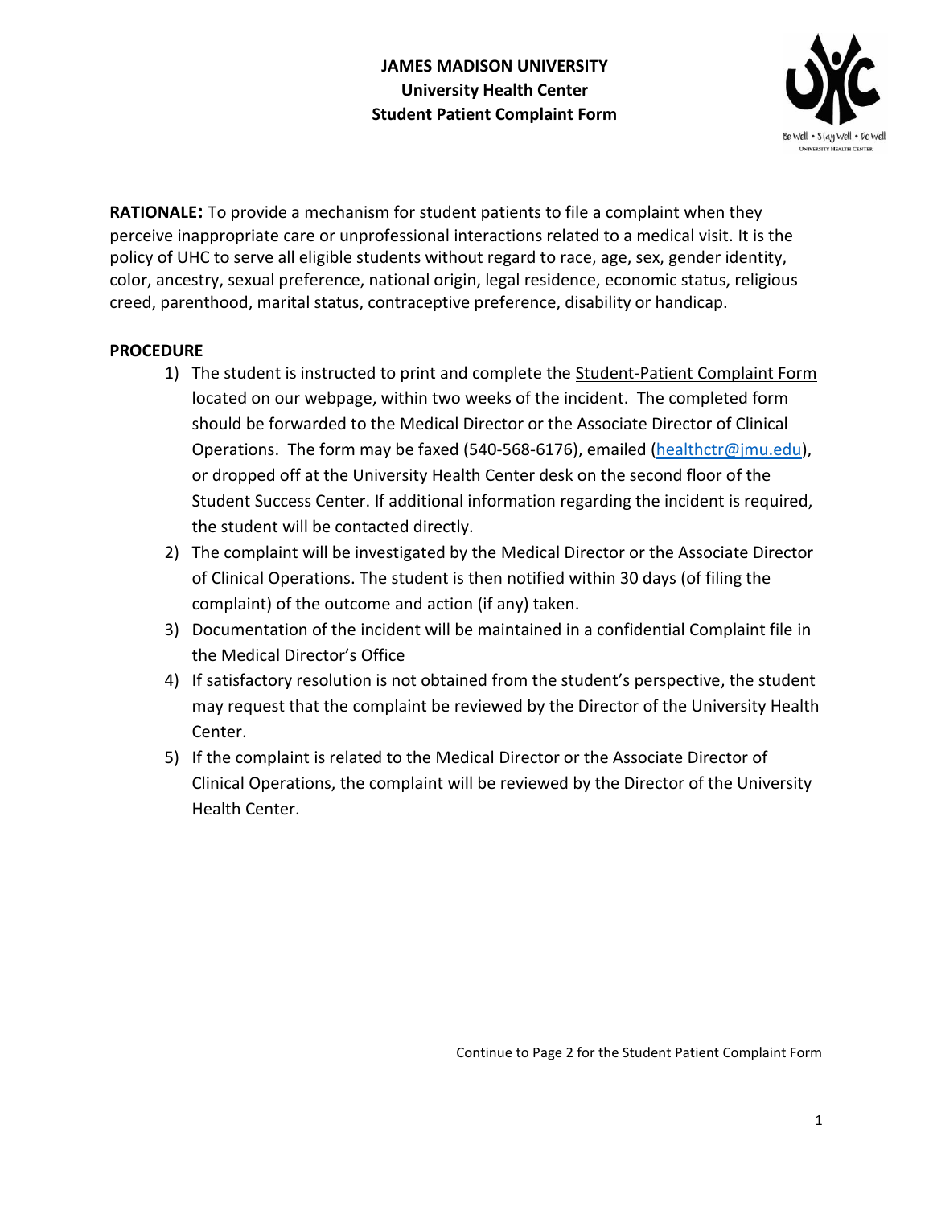# JAMES MADISON UNIVERSITY
## University Health Center
## Student Patient Complaint Form

**RATIONALE:** To provide a mechanism for student patients to file a complaint when they perceive inappropriate care or unprofessional interactions related to a medical visit. It is the policy of UHC to serve all eligible students without regard to race, age, sex, gender identity, color, ancestry, sexual preference, national origin, legal residence, economic status, religious creed, parenthood, marital status, contraceptive preference, disability or handicap.

**PROCEDURE**

1) The student is instructed to print and complete the Student-Patient Complaint Form located on our webpage, within two weeks of the incident. The completed form should be forwarded to the Medical Director or the Associate Director of Clinical Operations. The form may be faxed (540-568-6176), emailed (healthctr@jmu.edu), or dropped off at the University Health Center desk on the second floor of the Student Success Center. If additional information regarding the incident is required, the student will be contacted directly.
2) The complaint will be investigated by the Medical Director or the Associate Director of Clinical Operations. The student is then notified within 30 days (of filing the complaint) of the outcome and action (if any) taken.
3) Documentation of the incident will be maintained in a confidential Complaint file in the Medical Director's Office
4) If satisfactory resolution is not obtained from the student's perspective, the student may request that the complaint be reviewed by the Director of the University Health Center.
5) If the complaint is related to the Medical Director or the Associate Director of Clinical Operations, the complaint will be reviewed by the Director of the University Health Center.

Continue to Page 2 for the Student Patient Complaint Form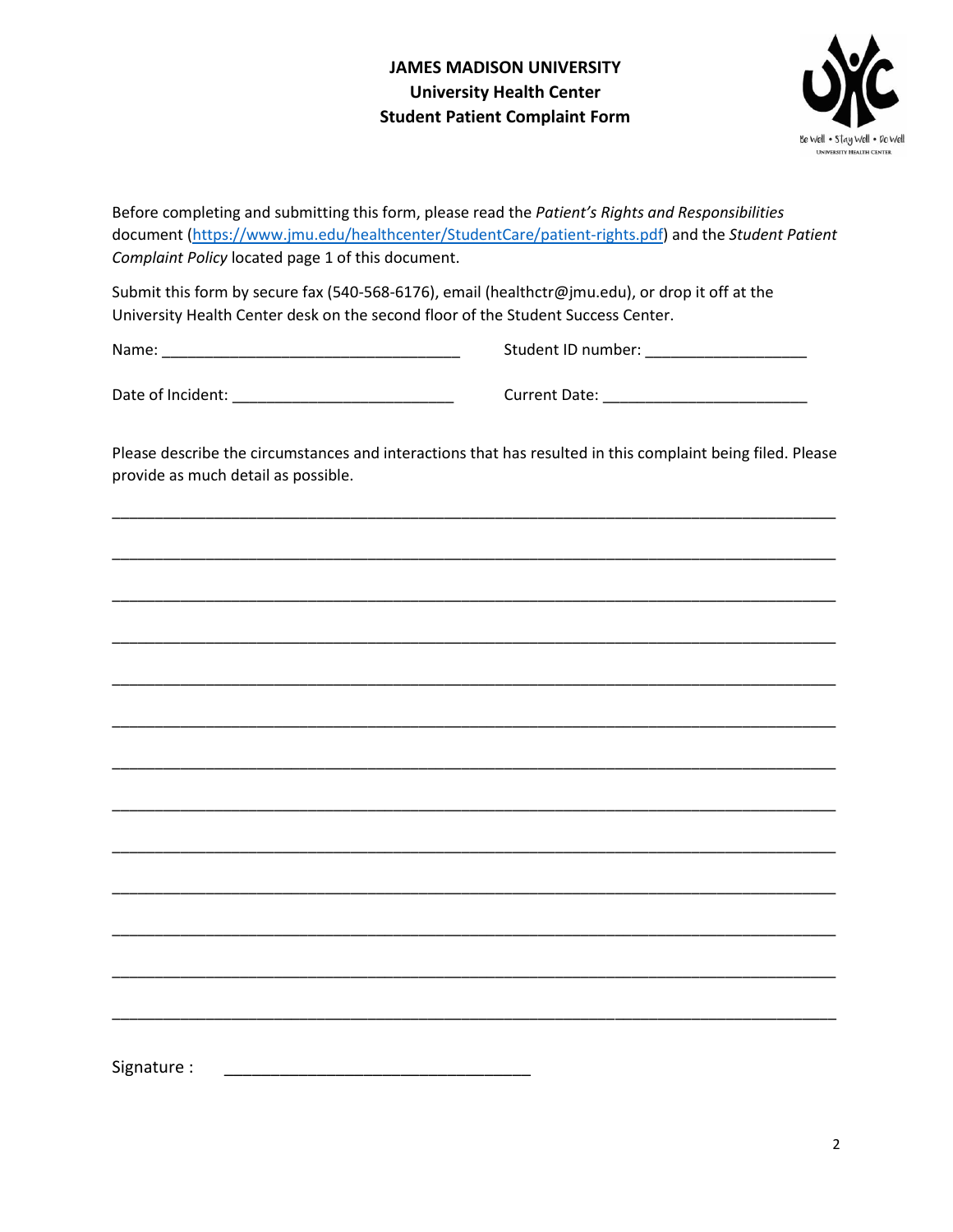**JAMES MADISON UNIVERSITY**
**University Health Center**
**Student Patient Complaint Form**

Before completing and submitting this form, please read the *Patient's Rights and Responsibilities* document (https://www.jmu.edu/healthcenter/StudentCare/patient-rights.pdf) and the *Student Patient Complaint Policy* located page 1 of this document.

Submit this form by secure fax (540-568-6176), email (healthctr@jmu.edu), or drop it off at the University Health Center desk on the second floor of the Student Success Center.

Name: ___________________________________ Student ID number: ___________________

Date of Incident: _________________________ Current Date: ________________________

Please describe the circumstances and interactions that has resulted in this complaint being filed. Please provide as much detail as possible.

_____________________________________________________________________________________

_____________________________________________________________________________________

_____________________________________________________________________________________

_____________________________________________________________________________________

_____________________________________________________________________________________

_____________________________________________________________________________________

_____________________________________________________________________________________

_____________________________________________________________________________________

_____________________________________________________________________________________

_____________________________________________________________________________________

_____________________________________________________________________________________

_____________________________________________________________________________________

_____________________________________________________________________________________

Signature : _________________________________